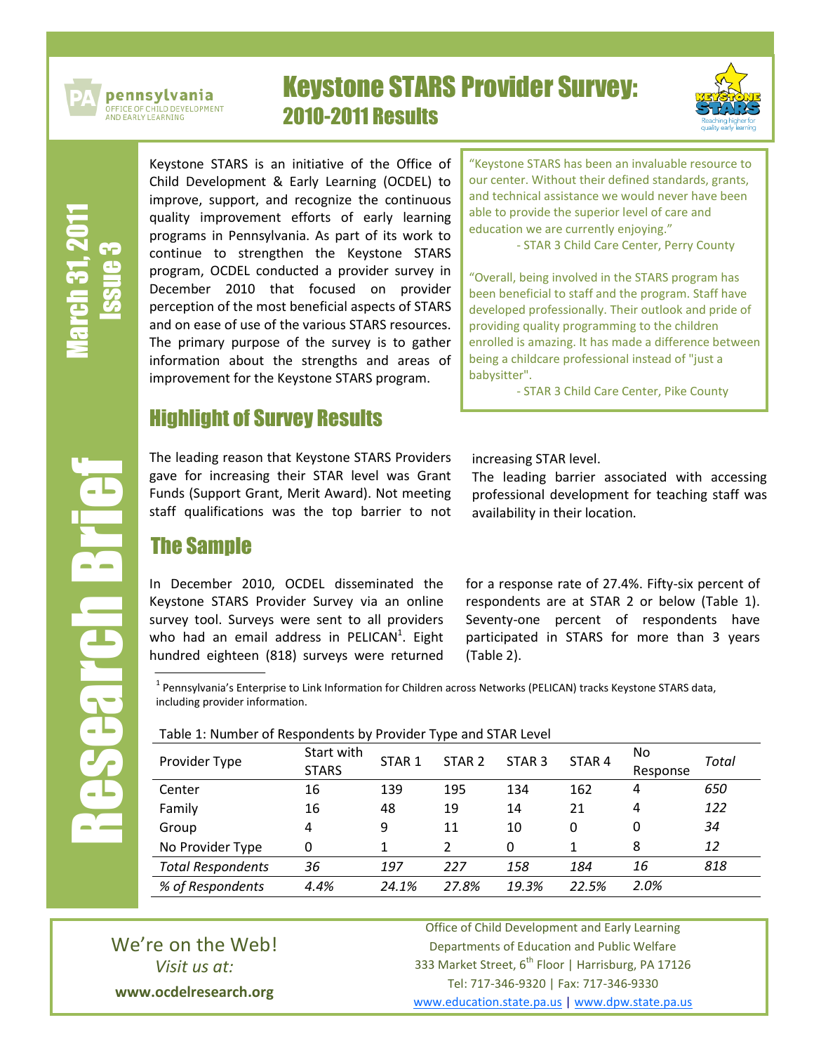# Keystone STARS Provider Survey: 2010-2011 Results

pennsylvania
OFFICE OF CHILD DEVELOPMENT AND EARLY LEARNING

Research Brief

March 31, 2011
Issue 3

Keystone STARS is an initiative of the Office of Child Development & Early Learning (OCDEL) to improve, support, and recognize the continuous quality improvement efforts of early learning programs in Pennsylvania. As part of its work to continue to strengthen the Keystone STARS program, OCDEL conducted a provider survey in December 2010 that focused on provider perception of the most beneficial aspects of STARS and on ease of use of the various STARS resources. The primary purpose of the survey is to gather information about the strengths and areas of improvement for the Keystone STARS program.

> "Keystone STARS has been an invaluable resource to our center. Without their defined standards, grants, and technical assistance we would never have been able to provide the superior level of care and education we are currently enjoying."
>
> - STAR 3 Child Care Center, Perry County

> "Overall, being involved in the STARS program has been beneficial to staff and the program. Staff have developed professionally. Their outlook and pride of providing quality programming to the children enrolled is amazing. It has made a difference between being a childcare professional instead of "just a babysitter".
>
> - STAR 3 Child Care Center, Pike County

## Highlight of Survey Results

The leading reason that Keystone STARS Providers gave for increasing their STAR level was Grant Funds (Support Grant, Merit Award). Not meeting staff qualifications was the top barrier to not increasing STAR level.

The leading barrier associated with accessing professional development for teaching staff was availability in their location.

## The Sample

In December 2010, OCDEL disseminated the Keystone STARS Provider Survey via an online survey tool. Surveys were sent to all providers who had an email address in PELICAN[1]. Eight hundred eighteen (818) surveys were returned for a response rate of 27.4%. Fifty-six percent of respondents are at STAR 2 or below (Table 1). Seventy-one percent of respondents have participated in STARS for more than 3 years (Table 2).

[1] Pennsylvania's Enterprise to Link Information for Children across Networks (PELICAN) tracks Keystone STARS data, including provider information.

Table 1: Number of Respondents by Provider Type and STAR Level

| Provider Type | Start with STARS | STAR 1 | STAR 2 | STAR 3 | STAR 4 | No Response | *Total* |
|---|---|---|---|---|---|---|---|
| Center | 16 | 139 | 195 | 134 | 162 | 4 | *650* |
| Family | 16 | 48 | 19 | 14 | 21 | 4 | *122* |
| Group | 4 | 9 | 11 | 10 | 0 | 0 | *34* |
| No Provider Type | 0 | 1 | 2 | 0 | 1 | 8 | *12* |
| *Total Respondents* | *36* | *197* | *227* | *158* | *184* | *16* | *818* |
| *% of Respondents* | *4.4%* | *24.1%* | *27.8%* | *19.3%* | *22.5%* | *2.0%* | |

We're on the Web!
*Visit us at:*
**www.ocdelresearch.org**

Office of Child Development and Early Learning
Departments of Education and Public Welfare
333 Market Street, 6th Floor | Harrisburg, PA 17126
Tel: 717-346-9320 | Fax: 717-346-9330
www.education.state.pa.us | www.dpw.state.pa.us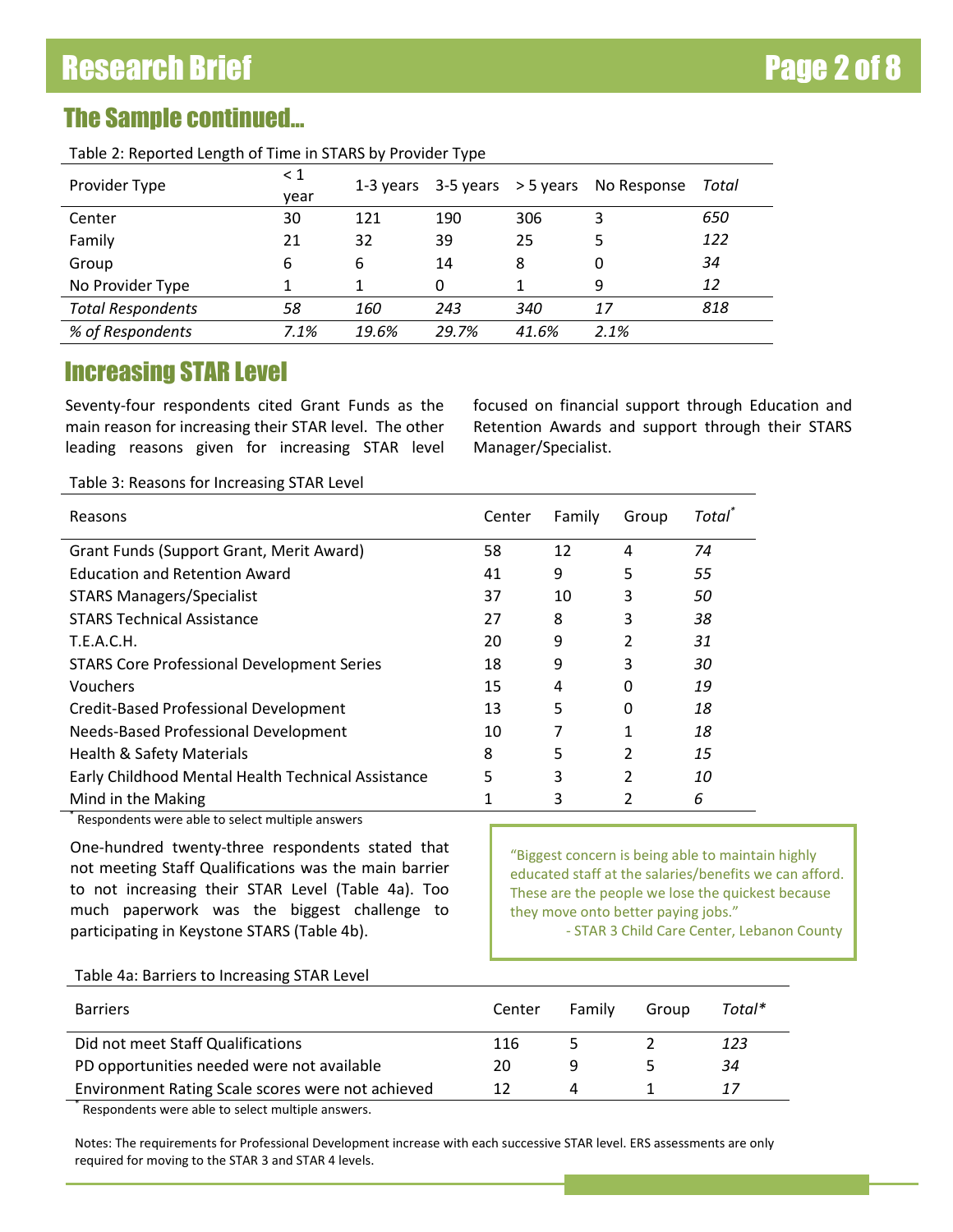## The Sample continued...

Table 2: Reported Length of Time in STARS by Provider Type

| Provider Type | < 1 year | 1-3 years | 3-5 years | > 5 years | No Response | *Total* |
|---|---|---|---|---|---|---|
| Center | 30 | 121 | 190 | 306 | 3 | *650* |
| Family | 21 | 32 | 39 | 25 | 5 | *122* |
| Group | 6 | 6 | 14 | 8 | 0 | *34* |
| No Provider Type | 1 | 1 | 0 | 1 | 9 | *12* |
| *Total Respondents* | *58* | *160* | *243* | *340* | *17* | *818* |
| *% of Respondents* | *7.1%* | *19.6%* | *29.7%* | *41.6%* | *2.1%* | |

## Increasing STAR Level

Seventy-four respondents cited Grant Funds as the main reason for increasing their STAR level. The other leading reasons given for increasing STAR level focused on financial support through Education and Retention Awards and support through their STARS Manager/Specialist.

Table 3: Reasons for Increasing STAR Level

| Reasons | Center | Family | Group | *Total*[*] |
|---|---|---|---|---|
| Grant Funds (Support Grant, Merit Award) | 58 | 12 | 4 | *74* |
| Education and Retention Award | 41 | 9 | 5 | *55* |
| STARS Managers/Specialist | 37 | 10 | 3 | *50* |
| STARS Technical Assistance | 27 | 8 | 3 | *38* |
| T.E.A.C.H. | 20 | 9 | 2 | *31* |
| STARS Core Professional Development Series | 18 | 9 | 3 | *30* |
| Vouchers | 15 | 4 | 0 | *19* |
| Credit-Based Professional Development | 13 | 5 | 0 | *18* |
| Needs-Based Professional Development | 10 | 7 | 1 | *18* |
| Health & Safety Materials | 8 | 5 | 2 | *15* |
| Early Childhood Mental Health Technical Assistance | 5 | 3 | 2 | *10* |
| Mind in the Making | 1 | 3 | 2 | *6* |

[*] Respondents were able to select multiple answers

One-hundred twenty-three respondents stated that not meeting Staff Qualifications was the main barrier to not increasing their STAR Level (Table 4a). Too much paperwork was the biggest challenge to participating in Keystone STARS (Table 4b).

> "Biggest concern is being able to maintain highly educated staff at the salaries/benefits we can afford. These are the people we lose the quickest because they move onto better paying jobs."
>
> - STAR 3 Child Care Center, Lebanon County

Table 4a: Barriers to Increasing STAR Level

| Barriers | Center | Family | Group | *Total** |
|---|---|---|---|---|
| Did not meet Staff Qualifications | 116 | 5 | 2 | *123* |
| PD opportunities needed were not available | 20 | 9 | 5 | *34* |
| Environment Rating Scale scores were not achieved | 12 | 4 | 1 | *17* |

[*] Respondents were able to select multiple answers.

Notes: The requirements for Professional Development increase with each successive STAR level. ERS assessments are only required for moving to the STAR 3 and STAR 4 levels.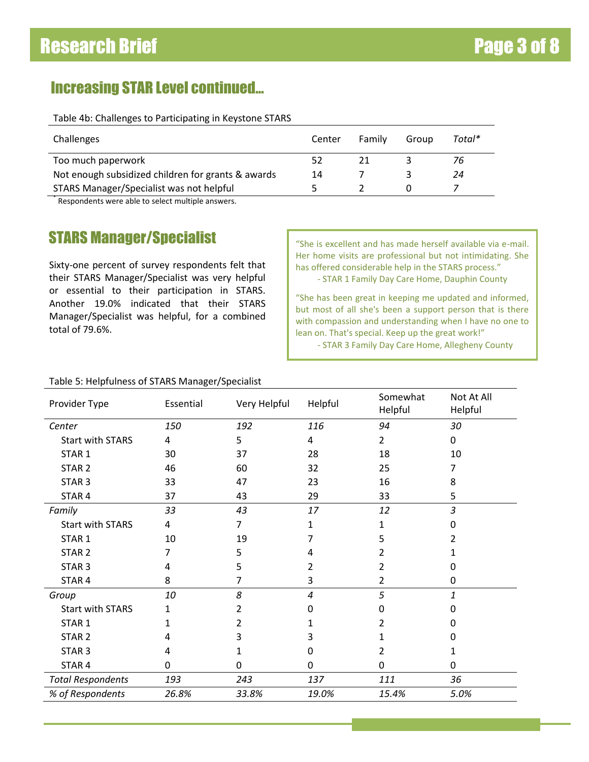## Increasing STAR Level continued...

Table 4b: Challenges to Participating in Keystone STARS

| Challenges | Center | Family | Group | *Total** |
|---|---|---|---|---|
| Too much paperwork | 52 | 21 | 3 | *76* |
| Not enough subsidized children for grants & awards | 14 | 7 | 3 | *24* |
| STARS Manager/Specialist was not helpful | 5 | 2 | 0 | *7* |

* Respondents were able to select multiple answers.

## STARS Manager/Specialist

Sixty-one percent of survey respondents felt that their STARS Manager/Specialist was very helpful or essential to their participation in STARS. Another 19.0% indicated that their STARS Manager/Specialist was helpful, for a combined total of 79.6%.

> "She is excellent and has made herself available via e-mail. Her home visits are professional but not intimidating. She has offered considerable help in the STARS process."
>
> - STAR 1 Family Day Care Home, Dauphin County

> "She has been great in keeping me updated and informed, but most of all she's been a support person that is there with compassion and understanding when I have no one to lean on. That's special. Keep up the great work!"
>
> - STAR 3 Family Day Care Home, Allegheny County

Table 5: Helpfulness of STARS Manager/Specialist

| Provider Type | Essential | Very Helpful | Helpful | Somewhat Helpful | Not At All Helpful |
|---|---|---|---|---|---|
| *Center* | *150* | *192* | *116* | *94* | *30* |
| Start with STARS | 4 | 5 | 4 | 2 | 0 |
| STAR 1 | 30 | 37 | 28 | 18 | 10 |
| STAR 2 | 46 | 60 | 32 | 25 | 7 |
| STAR 3 | 33 | 47 | 23 | 16 | 8 |
| STAR 4 | 37 | 43 | 29 | 33 | 5 |
| *Family* | *33* | *43* | *17* | *12* | *3* |
| Start with STARS | 4 | 7 | 1 | 1 | 0 |
| STAR 1 | 10 | 19 | 7 | 5 | 2 |
| STAR 2 | 7 | 5 | 4 | 2 | 1 |
| STAR 3 | 4 | 5 | 2 | 2 | 0 |
| STAR 4 | 8 | 7 | 3 | 2 | 0 |
| *Group* | *10* | *8* | *4* | *5* | *1* |
| Start with STARS | 1 | 2 | 0 | 0 | 0 |
| STAR 1 | 1 | 2 | 1 | 2 | 0 |
| STAR 2 | 4 | 3 | 3 | 1 | 0 |
| STAR 3 | 4 | 1 | 0 | 2 | 1 |
| STAR 4 | 0 | 0 | 0 | 0 | 0 |
| *Total Respondents* | *193* | *243* | *137* | *111* | *36* |
| *% of Respondents* | *26.8%* | *33.8%* | *19.0%* | *15.4%* | *5.0%* |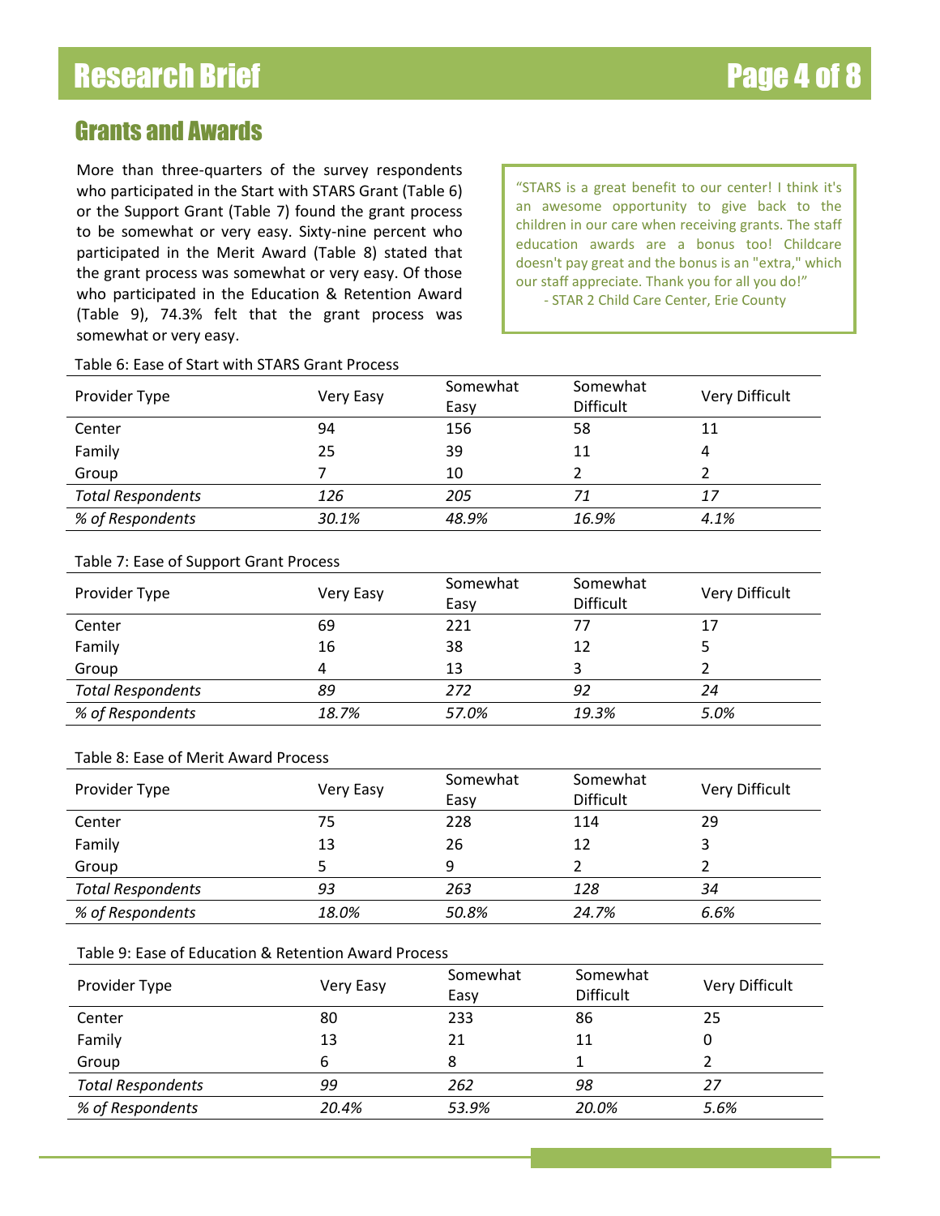## Grants and Awards

More than three-quarters of the survey respondents who participated in the Start with STARS Grant (Table 6) or the Support Grant (Table 7) found the grant process to be somewhat or very easy. Sixty-nine percent who participated in the Merit Award (Table 8) stated that the grant process was somewhat or very easy. Of those who participated in the Education & Retention Award (Table 9), 74.3% felt that the grant process was somewhat or very easy.

> "STARS is a great benefit to our center! I think it's an awesome opportunity to give back to the children in our care when receiving grants. The staff education awards are a bonus too! Childcare doesn't pay great and the bonus is an "extra," which our staff appreciate. Thank you for all you do!"
> - STAR 2 Child Care Center, Erie County

Table 6: Ease of Start with STARS Grant Process

| Provider Type | Very Easy | Somewhat Easy | Somewhat Difficult | Very Difficult |
|---|---|---|---|---|
| Center | 94 | 156 | 58 | 11 |
| Family | 25 | 39 | 11 | 4 |
| Group | 7 | 10 | 2 | 2 |
| *Total Respondents* | *126* | *205* | *71* | *17* |
| *% of Respondents* | *30.1%* | *48.9%* | *16.9%* | *4.1%* |

Table 7: Ease of Support Grant Process

| Provider Type | Very Easy | Somewhat Easy | Somewhat Difficult | Very Difficult |
|---|---|---|---|---|
| Center | 69 | 221 | 77 | 17 |
| Family | 16 | 38 | 12 | 5 |
| Group | 4 | 13 | 3 | 2 |
| *Total Respondents* | *89* | *272* | *92* | *24* |
| *% of Respondents* | *18.7%* | *57.0%* | *19.3%* | *5.0%* |

Table 8: Ease of Merit Award Process

| Provider Type | Very Easy | Somewhat Easy | Somewhat Difficult | Very Difficult |
|---|---|---|---|---|
| Center | 75 | 228 | 114 | 29 |
| Family | 13 | 26 | 12 | 3 |
| Group | 5 | 9 | 2 | 2 |
| *Total Respondents* | *93* | *263* | *128* | *34* |
| *% of Respondents* | *18.0%* | *50.8%* | *24.7%* | *6.6%* |

Table 9: Ease of Education & Retention Award Process

| Provider Type | Very Easy | Somewhat Easy | Somewhat Difficult | Very Difficult |
|---|---|---|---|---|
| Center | 80 | 233 | 86 | 25 |
| Family | 13 | 21 | 11 | 0 |
| Group | 6 | 8 | 1 | 2 |
| *Total Respondents* | *99* | *262* | *98* | *27* |
| *% of Respondents* | *20.4%* | *53.9%* | *20.0%* | *5.6%* |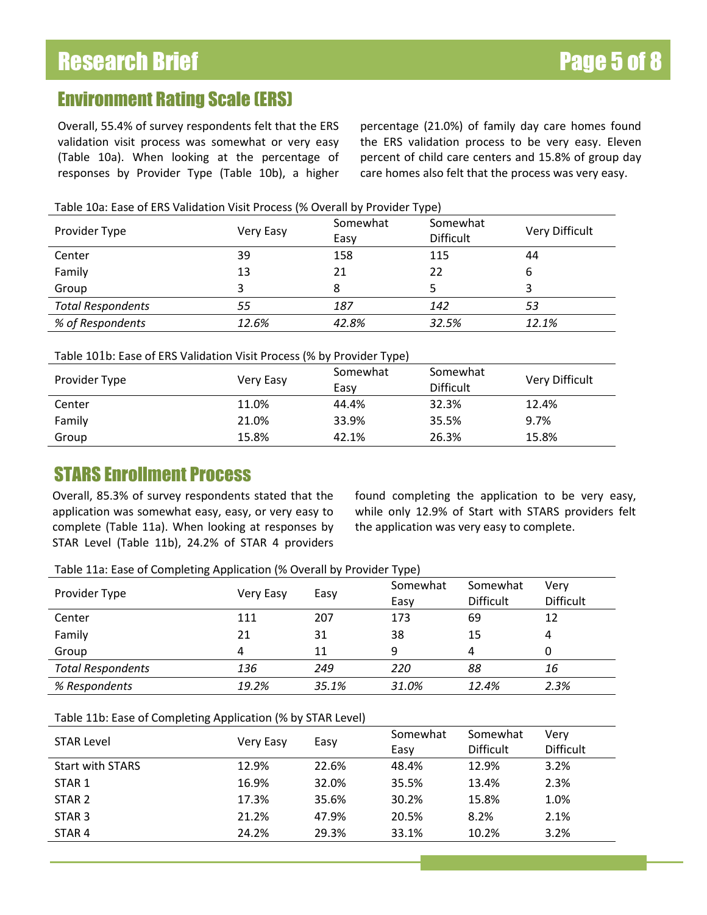## Environment Rating Scale (ERS)

Overall, 55.4% of survey respondents felt that the ERS validation visit process was somewhat or very easy (Table 10a). When looking at the percentage of responses by Provider Type (Table 10b), a higher percentage (21.0%) of family day care homes found the ERS validation process to be very easy. Eleven percent of child care centers and 15.8% of group day care homes also felt that the process was very easy.

Table 10a: Ease of ERS Validation Visit Process (% Overall by Provider Type)

| Provider Type | Very Easy | Somewhat Easy | Somewhat Difficult | Very Difficult |
|---|---|---|---|---|
| Center | 39 | 158 | 115 | 44 |
| Family | 13 | 21 | 22 | 6 |
| Group | 3 | 8 | 5 | 3 |
| *Total Respondents* | *55* | *187* | *142* | *53* |
| *% of Respondents* | *12.6%* | *42.8%* | *32.5%* | *12.1%* |

Table 101b: Ease of ERS Validation Visit Process (% by Provider Type)

| Provider Type | Very Easy | Somewhat Easy | Somewhat Difficult | Very Difficult |
|---|---|---|---|---|
| Center | 11.0% | 44.4% | 32.3% | 12.4% |
| Family | 21.0% | 33.9% | 35.5% | 9.7% |
| Group | 15.8% | 42.1% | 26.3% | 15.8% |

## STARS Enrollment Process

Overall, 85.3% of survey respondents stated that the application was somewhat easy, easy, or very easy to complete (Table 11a). When looking at responses by STAR Level (Table 11b), 24.2% of STAR 4 providers found completing the application to be very easy, while only 12.9% of Start with STARS providers felt the application was very easy to complete.

Table 11a: Ease of Completing Application (% Overall by Provider Type)

| Provider Type | Very Easy | Easy | Somewhat Easy | Somewhat Difficult | Very Difficult |
|---|---|---|---|---|---|
| Center | 111 | 207 | 173 | 69 | 12 |
| Family | 21 | 31 | 38 | 15 | 4 |
| Group | 4 | 11 | 9 | 4 | 0 |
| *Total Respondents* | *136* | *249* | *220* | *88* | *16* |
| *% Respondents* | *19.2%* | *35.1%* | *31.0%* | *12.4%* | *2.3%* |

Table 11b: Ease of Completing Application (% by STAR Level)

| STAR Level | Very Easy | Easy | Somewhat Easy | Somewhat Difficult | Very Difficult |
|---|---|---|---|---|---|
| Start with STARS | 12.9% | 22.6% | 48.4% | 12.9% | 3.2% |
| STAR 1 | 16.9% | 32.0% | 35.5% | 13.4% | 2.3% |
| STAR 2 | 17.3% | 35.6% | 30.2% | 15.8% | 1.0% |
| STAR 3 | 21.2% | 47.9% | 20.5% | 8.2% | 2.1% |
| STAR 4 | 24.2% | 29.3% | 33.1% | 10.2% | 3.2% |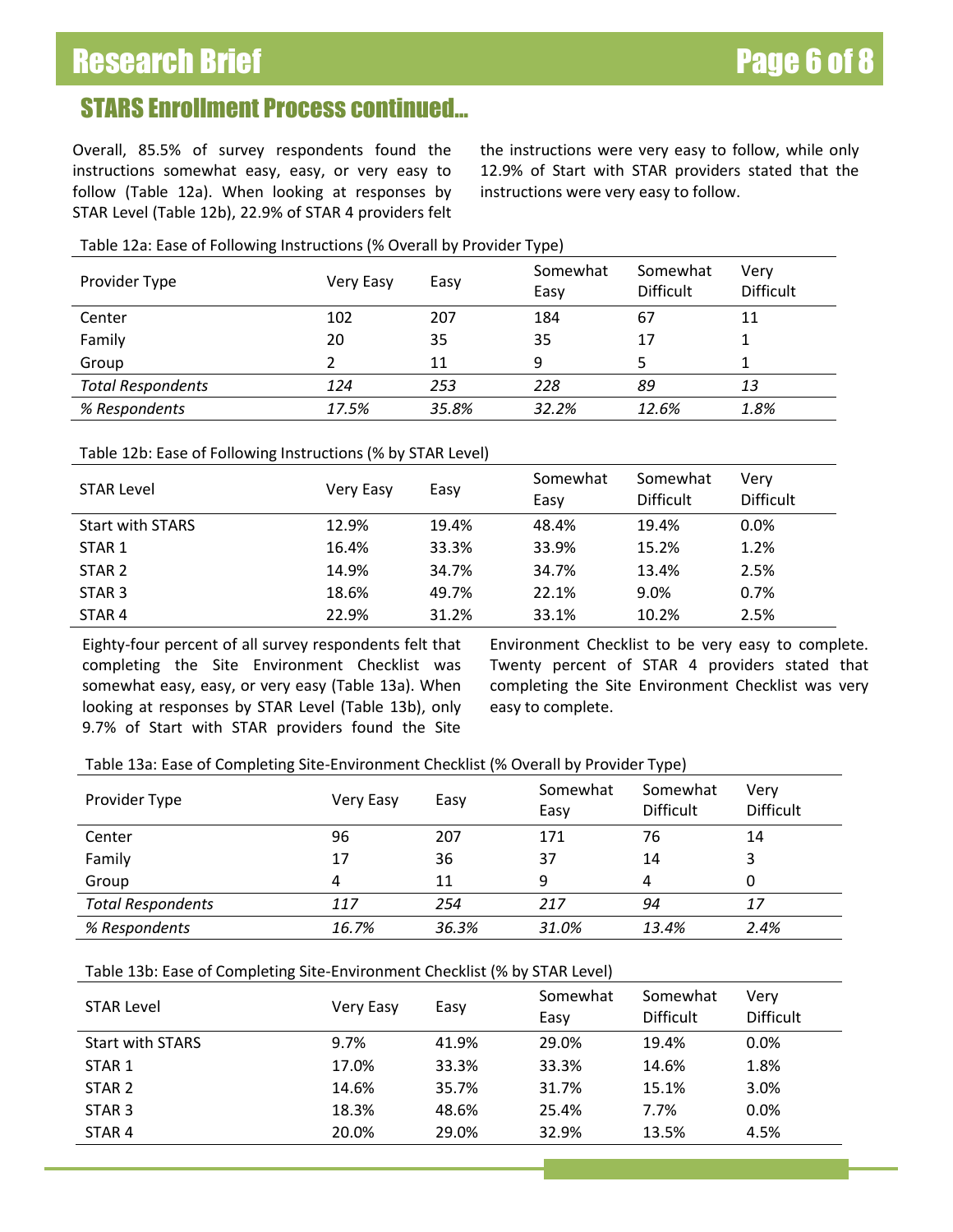## STARS Enrollment Process continued…

Overall, 85.5% of survey respondents found the instructions somewhat easy, easy, or very easy to follow (Table 12a). When looking at responses by STAR Level (Table 12b), 22.9% of STAR 4 providers felt the instructions were very easy to follow, while only 12.9% of Start with STAR providers stated that the instructions were very easy to follow.

Table 12a: Ease of Following Instructions (% Overall by Provider Type)

| Provider Type | Very Easy | Easy | Somewhat Easy | Somewhat Difficult | Very Difficult |
|---|---|---|---|---|---|
| Center | 102 | 207 | 184 | 67 | 11 |
| Family | 20 | 35 | 35 | 17 | 1 |
| Group | 2 | 11 | 9 | 5 | 1 |
| *Total Respondents* | *124* | *253* | *228* | *89* | *13* |
| *% Respondents* | *17.5%* | *35.8%* | *32.2%* | *12.6%* | *1.8%* |

Table 12b: Ease of Following Instructions (% by STAR Level)

| STAR Level | Very Easy | Easy | Somewhat Easy | Somewhat Difficult | Very Difficult |
|---|---|---|---|---|---|
| Start with STARS | 12.9% | 19.4% | 48.4% | 19.4% | 0.0% |
| STAR 1 | 16.4% | 33.3% | 33.9% | 15.2% | 1.2% |
| STAR 2 | 14.9% | 34.7% | 34.7% | 13.4% | 2.5% |
| STAR 3 | 18.6% | 49.7% | 22.1% | 9.0% | 0.7% |
| STAR 4 | 22.9% | 31.2% | 33.1% | 10.2% | 2.5% |

Eighty-four percent of all survey respondents felt that completing the Site Environment Checklist was somewhat easy, easy, or very easy (Table 13a). When looking at responses by STAR Level (Table 13b), only 9.7% of Start with STAR providers found the Site Environment Checklist to be very easy to complete. Twenty percent of STAR 4 providers stated that completing the Site Environment Checklist was very easy to complete.

Table 13a: Ease of Completing Site-Environment Checklist (% Overall by Provider Type)

| Provider Type | Very Easy | Easy | Somewhat Easy | Somewhat Difficult | Very Difficult |
|---|---|---|---|---|---|
| Center | 96 | 207 | 171 | 76 | 14 |
| Family | 17 | 36 | 37 | 14 | 3 |
| Group | 4 | 11 | 9 | 4 | 0 |
| *Total Respondents* | *117* | *254* | *217* | *94* | *17* |
| *% Respondents* | *16.7%* | *36.3%* | *31.0%* | *13.4%* | *2.4%* |

Table 13b: Ease of Completing Site-Environment Checklist (% by STAR Level)

| STAR Level | Very Easy | Easy | Somewhat Easy | Somewhat Difficult | Very Difficult |
|---|---|---|---|---|---|
| Start with STARS | 9.7% | 41.9% | 29.0% | 19.4% | 0.0% |
| STAR 1 | 17.0% | 33.3% | 33.3% | 14.6% | 1.8% |
| STAR 2 | 14.6% | 35.7% | 31.7% | 15.1% | 3.0% |
| STAR 3 | 18.3% | 48.6% | 25.4% | 7.7% | 0.0% |
| STAR 4 | 20.0% | 29.0% | 32.9% | 13.5% | 4.5% |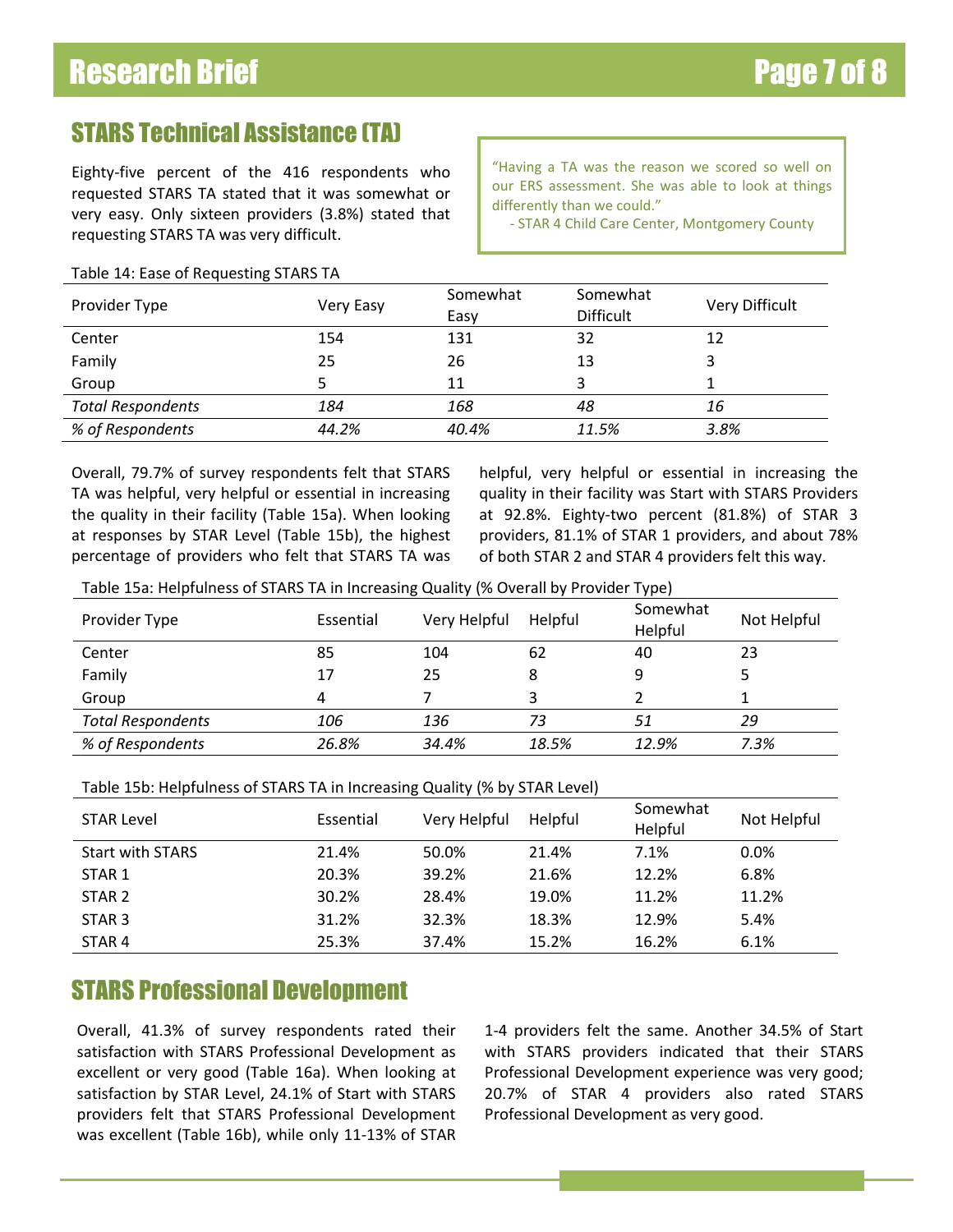## STARS Technical Assistance (TA)

Eighty-five percent of the 416 respondents who requested STARS TA stated that it was somewhat or very easy. Only sixteen providers (3.8%) stated that requesting STARS TA was very difficult.

> "Having a TA was the reason we scored so well on our ERS assessment. She was able to look at things differently than we could."
> - STAR 4 Child Care Center, Montgomery County

Table 14: Ease of Requesting STARS TA

| Provider Type | Very Easy | Somewhat Easy | Somewhat Difficult | Very Difficult |
|---|---|---|---|---|
| Center | 154 | 131 | 32 | 12 |
| Family | 25 | 26 | 13 | 3 |
| Group | 5 | 11 | 3 | 1 |
| *Total Respondents* | *184* | *168* | *48* | *16* |
| *% of Respondents* | *44.2%* | *40.4%* | *11.5%* | *3.8%* |

Overall, 79.7% of survey respondents felt that STARS TA was helpful, very helpful or essential in increasing the quality in their facility (Table 15a). When looking at responses by STAR Level (Table 15b), the highest percentage of providers who felt that STARS TA was helpful, very helpful or essential in increasing the quality in their facility was Start with STARS Providers at 92.8%. Eighty-two percent (81.8%) of STAR 3 providers, 81.1% of STAR 1 providers, and about 78% of both STAR 2 and STAR 4 providers felt this way.

Table 15a: Helpfulness of STARS TA in Increasing Quality (% Overall by Provider Type)

| Provider Type | Essential | Very Helpful | Helpful | Somewhat Helpful | Not Helpful |
|---|---|---|---|---|---|
| Center | 85 | 104 | 62 | 40 | 23 |
| Family | 17 | 25 | 8 | 9 | 5 |
| Group | 4 | 7 | 3 | 2 | 1 |
| *Total Respondents* | *106* | *136* | *73* | *51* | *29* |
| *% of Respondents* | *26.8%* | *34.4%* | *18.5%* | *12.9%* | *7.3%* |

Table 15b: Helpfulness of STARS TA in Increasing Quality (% by STAR Level)

| STAR Level | Essential | Very Helpful | Helpful | Somewhat Helpful | Not Helpful |
|---|---|---|---|---|---|
| Start with STARS | 21.4% | 50.0% | 21.4% | 7.1% | 0.0% |
| STAR 1 | 20.3% | 39.2% | 21.6% | 12.2% | 6.8% |
| STAR 2 | 30.2% | 28.4% | 19.0% | 11.2% | 11.2% |
| STAR 3 | 31.2% | 32.3% | 18.3% | 12.9% | 5.4% |
| STAR 4 | 25.3% | 37.4% | 15.2% | 16.2% | 6.1% |

## STARS Professional Development

Overall, 41.3% of survey respondents rated their satisfaction with STARS Professional Development as excellent or very good (Table 16a). When looking at satisfaction by STAR Level, 24.1% of Start with STARS providers felt that STARS Professional Development was excellent (Table 16b), while only 11-13% of STAR 1-4 providers felt the same. Another 34.5% of Start with STARS providers indicated that their STARS Professional Development experience was very good; 20.7% of STAR 4 providers also rated STARS Professional Development as very good.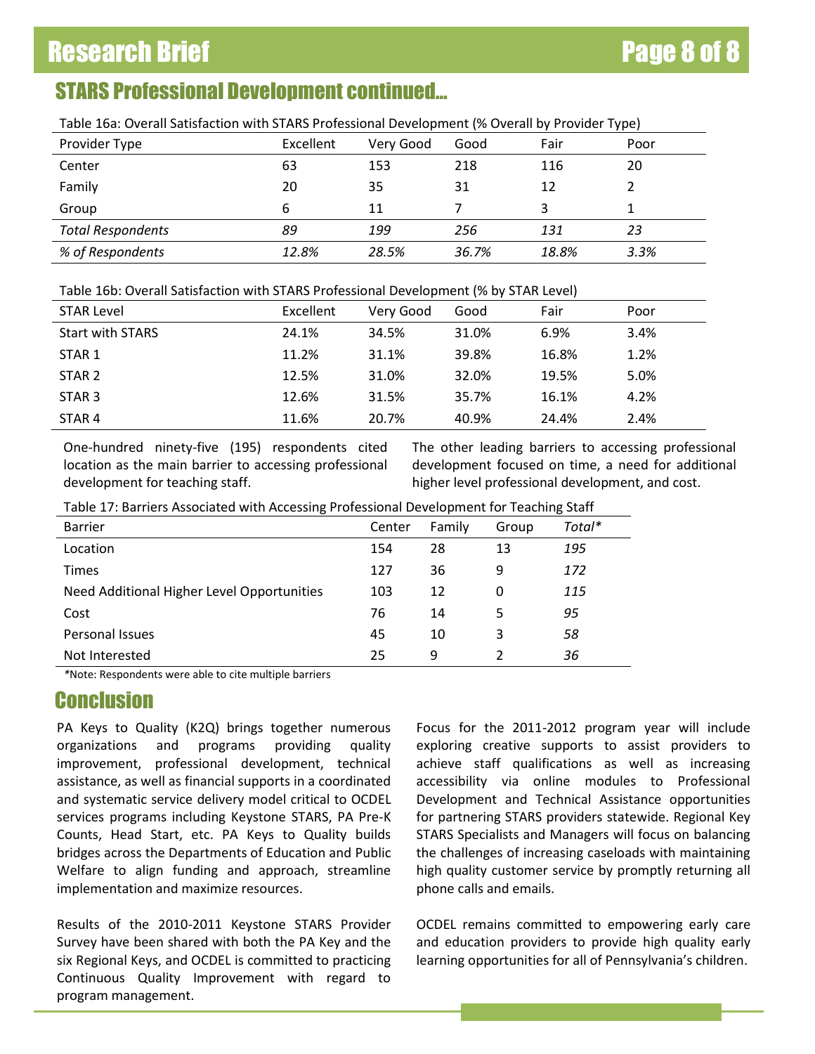## STARS Professional Development continued...

Table 16a: Overall Satisfaction with STARS Professional Development (% Overall by Provider Type)

| Provider Type | Excellent | Very Good | Good | Fair | Poor |
|---|---|---|---|---|---|
| Center | 63 | 153 | 218 | 116 | 20 |
| Family | 20 | 35 | 31 | 12 | 2 |
| Group | 6 | 11 | 7 | 3 | 1 |
| *Total Respondents* | *89* | *199* | *256* | *131* | *23* |
| *% of Respondents* | *12.8%* | *28.5%* | *36.7%* | *18.8%* | *3.3%* |

Table 16b: Overall Satisfaction with STARS Professional Development (% by STAR Level)

| STAR Level | Excellent | Very Good | Good | Fair | Poor |
|---|---|---|---|---|---|
| Start with STARS | 24.1% | 34.5% | 31.0% | 6.9% | 3.4% |
| STAR 1 | 11.2% | 31.1% | 39.8% | 16.8% | 1.2% |
| STAR 2 | 12.5% | 31.0% | 32.0% | 19.5% | 5.0% |
| STAR 3 | 12.6% | 31.5% | 35.7% | 16.1% | 4.2% |
| STAR 4 | 11.6% | 20.7% | 40.9% | 24.4% | 2.4% |

One-hundred ninety-five (195) respondents cited location as the main barrier to accessing professional development for teaching staff.

The other leading barriers to accessing professional development focused on time, a need for additional higher level professional development, and cost.

Table 17: Barriers Associated with Accessing Professional Development for Teaching Staff

| Barrier | Center | Family | Group | *Total** |
|---|---|---|---|---|
| Location | 154 | 28 | 13 | *195* |
| Times | 127 | 36 | 9 | *172* |
| Need Additional Higher Level Opportunities | 103 | 12 | 0 | *115* |
| Cost | 76 | 14 | 5 | *95* |
| Personal Issues | 45 | 10 | 3 | *58* |
| Not Interested | 25 | 9 | 2 | *36* |

*Note: Respondents were able to cite multiple barriers

## Conclusion

PA Keys to Quality (K2Q) brings together numerous organizations and programs providing quality improvement, professional development, technical assistance, as well as financial supports in a coordinated and systematic service delivery model critical to OCDEL services programs including Keystone STARS, PA Pre-K Counts, Head Start, etc. PA Keys to Quality builds bridges across the Departments of Education and Public Welfare to align funding and approach, streamline implementation and maximize resources.

Results of the 2010-2011 Keystone STARS Provider Survey have been shared with both the PA Key and the six Regional Keys, and OCDEL is committed to practicing Continuous Quality Improvement with regard to program management.

Focus for the 2011-2012 program year will include exploring creative supports to assist providers to achieve staff qualifications as well as increasing accessibility via online modules to Professional Development and Technical Assistance opportunities for partnering STARS providers statewide. Regional Key STARS Specialists and Managers will focus on balancing the challenges of increasing caseloads with maintaining high quality customer service by promptly returning all phone calls and emails.

OCDEL remains committed to empowering early care and education providers to provide high quality early learning opportunities for all of Pennsylvania's children.